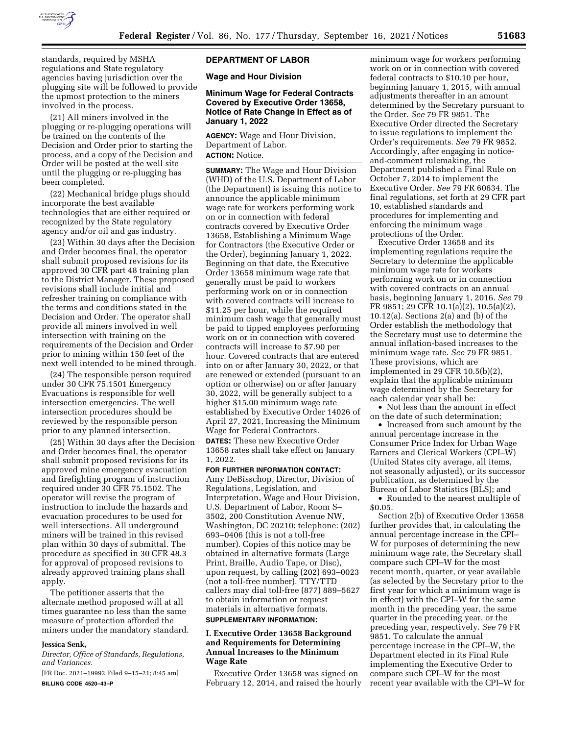standards, required by MSHA regulations and State regulatory agencies having jurisdiction over the plugging site will be followed to provide the upmost protection to the miners involved in the process.

(21) All miners involved in the plugging or re-plugging operations will be trained on the contents of the Decision and Order prior to starting the process, and a copy of the Decision and Order will be posted at the well site until the plugging or re-plugging has been completed.

(22) Mechanical bridge plugs should incorporate the best available technologies that are either required or recognized by the State regulatory agency and/or oil and gas industry.

(23) Within 30 days after the Decision and Order becomes final, the operator shall submit proposed revisions for its approved 30 CFR part 48 training plan to the District Manager. These proposed revisions shall include initial and refresher training on compliance with the terms and conditions stated in the Decision and Order. The operator shall provide all miners involved in well intersection with training on the requirements of the Decision and Order prior to mining within 150 feet of the next well intended to be mined through.

(24) The responsible person required under 30 CFR 75.1501 Emergency Evacuations is responsible for well intersection emergencies. The well intersection procedures should be reviewed by the responsible person prior to any planned intersection.

(25) Within 30 days after the Decision and Order becomes final, the operator shall submit proposed revisions for its approved mine emergency evacuation and firefighting program of instruction required under 30 CFR 75.1502. The operator will revise the program of instruction to include the hazards and evacuation procedures to be used for well intersections. All underground miners will be trained in this revised plan within 30 days of submittal. The procedure as specified in 30 CFR 48.3 for approval of proposed revisions to already approved training plans shall apply.

The petitioner asserts that the alternate method proposed will at all times guarantee no less than the same measure of protection afforded the miners under the mandatory standard.

**Jessica Senk,**

*Director, Office of Standards, Regulations, and Variances.*

[FR Doc. 2021–19992 Filed 9–15–21; 8:45 am]

**BILLING CODE 4520–43–P**

## DEPARTMENT OF LABOR

### Wage and Hour Division

### Minimum Wage for Federal Contracts Covered by Executive Order 13658, Notice of Rate Change in Effect as of January 1, 2022

**AGENCY:** Wage and Hour Division, Department of Labor.

**ACTION:** Notice.

**SUMMARY:** The Wage and Hour Division (WHD) of the U.S. Department of Labor (the Department) is issuing this notice to announce the applicable minimum wage rate for workers performing work on or in connection with federal contracts covered by Executive Order 13658, Establishing a Minimum Wage for Contractors (the Executive Order or the Order), beginning January 1, 2022. Beginning on that date, the Executive Order 13658 minimum wage rate that generally must be paid to workers performing work on or in connection with covered contracts will increase to $11.25 per hour, while the required minimum cash wage that generally must be paid to tipped employees performing work on or in connection with covered contracts will increase to $7.90 per hour. Covered contracts that are entered into on or after January 30, 2022, or that are renewed or extended (pursuant to an option or otherwise) on or after January 30, 2022, will be generally subject to a higher $15.00 minimum wage rate established by Executive Order 14026 of April 27, 2021, Increasing the Minimum Wage for Federal Contractors.

**DATES:** These new Executive Order 13658 rates shall take effect on January 1, 2022.

**FOR FURTHER INFORMATION CONTACT:** Amy DeBisschop, Director, Division of Regulations, Legislation, and Interpretation, Wage and Hour Division, U.S. Department of Labor, Room S–3502, 200 Constitution Avenue NW, Washington, DC 20210; telephone: (202) 693–0406 (this is not a toll-free number). Copies of this notice may be obtained in alternative formats (Large Print, Braille, Audio Tape, or Disc), upon request, by calling (202) 693–0023 (not a toll-free number). TTY/TDD callers may dial toll-free (877) 889–5627 to obtain information or request materials in alternative formats.

**SUPPLEMENTARY INFORMATION:**

### I. Executive Order 13658 Background and Requirements for Determining Annual Increases to the Minimum Wage Rate

Executive Order 13658 was signed on February 12, 2014, and raised the hourly minimum wage for workers performing work on or in connection with covered federal contracts to $10.10 per hour, beginning January 1, 2015, with annual adjustments thereafter in an amount determined by the Secretary pursuant to the Order. *See* 79 FR 9851. The Executive Order directed the Secretary to issue regulations to implement the Order's requirements. *See* 79 FR 9852. Accordingly, after engaging in notice-and-comment rulemaking, the Department published a Final Rule on October 7, 2014 to implement the Executive Order. *See* 79 FR 60634. The final regulations, set forth at 29 CFR part 10, established standards and procedures for implementing and enforcing the minimum wage protections of the Order.

Executive Order 13658 and its implementing regulations require the Secretary to determine the applicable minimum wage rate for workers performing work on or in connection with covered contracts on an annual basis, beginning January 1, 2016. *See* 79 FR 9851; 29 CFR 10.1(a)(2), 10.5(a)(2), 10.12(a). Sections 2(a) and (b) of the Order establish the methodology that the Secretary must use to determine the annual inflation-based increases to the minimum wage rate. *See* 79 FR 9851. These provisions, which are implemented in 29 CFR 10.5(b)(2), explain that the applicable minimum wage determined by the Secretary for each calendar year shall be:

- Not less than the amount in effect on the date of such determination;
- Increased from such amount by the annual percentage increase in the Consumer Price Index for Urban Wage Earners and Clerical Workers (CPI–W) (United States city average, all items, not seasonally adjusted), or its successor publication, as determined by the Bureau of Labor Statistics (BLS); and
- Rounded to the nearest multiple of $0.05.

Section 2(b) of Executive Order 13658 further provides that, in calculating the annual percentage increase in the CPI–W for purposes of determining the new minimum wage rate, the Secretary shall compare such CPI–W for the most recent month, quarter, or year available (as selected by the Secretary prior to the first year for which a minimum wage is in effect) with the CPI–W for the same month in the preceding year, the same quarter in the preceding year, or the preceding year, respectively. *See* 79 FR 9851. To calculate the annual percentage increase in the CPI–W, the Department elected in its Final Rule implementing the Executive Order to compare such CPI–W for the most recent year available with the CPI–W for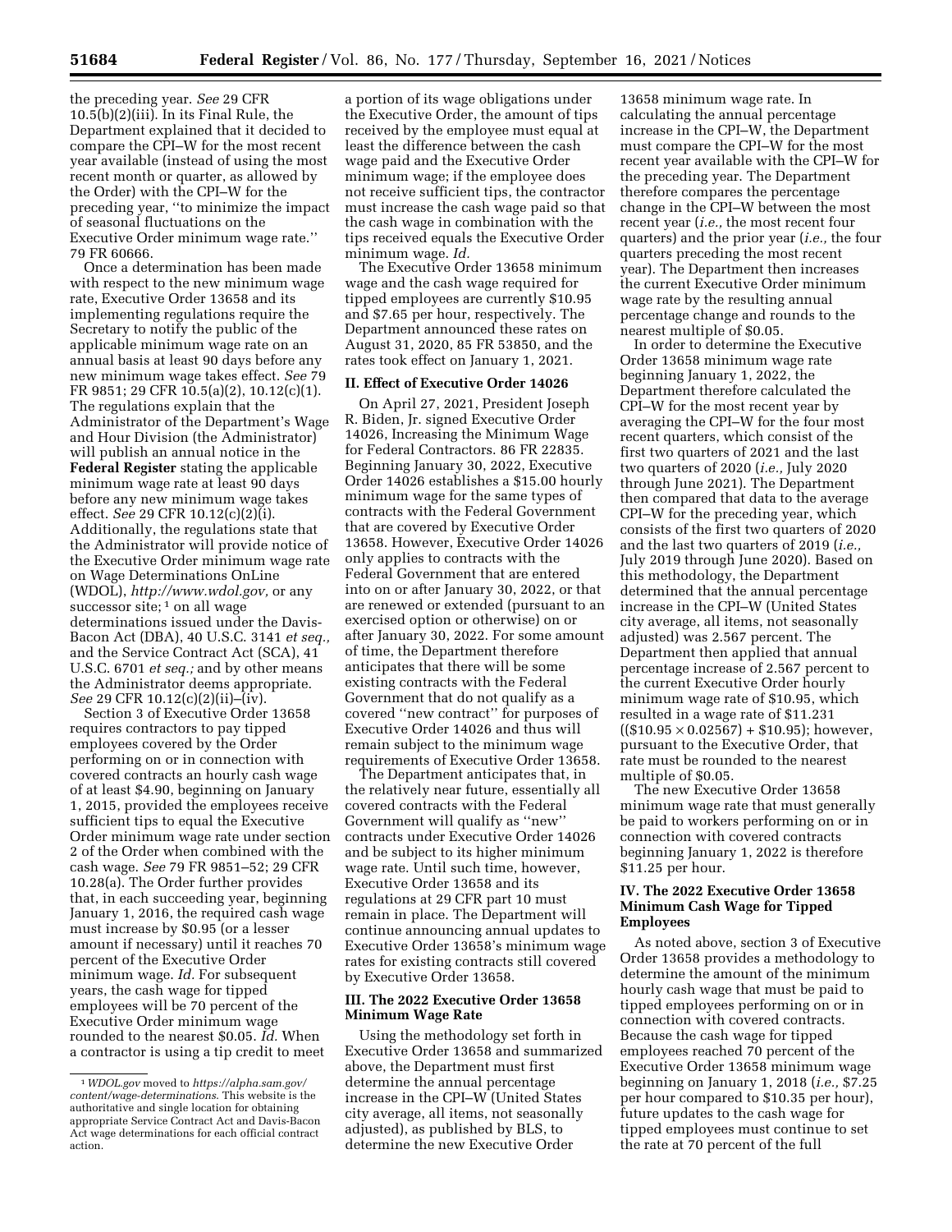the preceding year. *See* 29 CFR 10.5(b)(2)(iii). In its Final Rule, the Department explained that it decided to compare the CPI–W for the most recent year available (instead of using the most recent month or quarter, as allowed by the Order) with the CPI–W for the preceding year, ''to minimize the impact of seasonal fluctuations on the Executive Order minimum wage rate.'' 79 FR 60666.

Once a determination has been made with respect to the new minimum wage rate, Executive Order 13658 and its implementing regulations require the Secretary to notify the public of the applicable minimum wage rate on an annual basis at least 90 days before any new minimum wage takes effect. *See* 79 FR 9851; 29 CFR 10.5(a)(2), 10.12(c)(1). The regulations explain that the Administrator of the Department's Wage and Hour Division (the Administrator) will publish an annual notice in the **Federal Register** stating the applicable minimum wage rate at least 90 days before any new minimum wage takes effect. *See* 29 CFR 10.12(c)(2)(i). Additionally, the regulations state that the Administrator will provide notice of the Executive Order minimum wage rate on Wage Determinations OnLine (WDOL), *http://www.wdol.gov,* or any successor site; [1] on all wage determinations issued under the Davis-Bacon Act (DBA), 40 U.S.C. 3141 *et seq.,* and the Service Contract Act (SCA), 41 U.S.C. 6701 *et seq.;* and by other means the Administrator deems appropriate. *See* 29 CFR 10.12(c)(2)(ii)–(iv).

Section 3 of Executive Order 13658 requires contractors to pay tipped employees covered by the Order performing on or in connection with covered contracts an hourly cash wage of at least $4.90, beginning on January 1, 2015, provided the employees receive sufficient tips to equal the Executive Order minimum wage rate under section 2 of the Order when combined with the cash wage. *See* 79 FR 9851–52; 29 CFR 10.28(a). The Order further provides that, in each succeeding year, beginning January 1, 2016, the required cash wage must increase by $0.95 (or a lesser amount if necessary) until it reaches 70 percent of the Executive Order minimum wage. *Id.* For subsequent years, the cash wage for tipped employees will be 70 percent of the Executive Order minimum wage rounded to the nearest $0.05. *Id.* When a contractor is using a tip credit to meet a portion of its wage obligations under the Executive Order, the amount of tips received by the employee must equal at least the difference between the cash wage paid and the Executive Order minimum wage; if the employee does not receive sufficient tips, the contractor must increase the cash wage paid so that the cash wage in combination with the tips received equals the Executive Order minimum wage. *Id.*

The Executive Order 13658 minimum wage and the cash wage required for tipped employees are currently $10.95 and $7.65 per hour, respectively. The Department announced these rates on August 31, 2020, 85 FR 53850, and the rates took effect on January 1, 2021.

## II. Effect of Executive Order 14026

On April 27, 2021, President Joseph R. Biden, Jr. signed Executive Order 14026, Increasing the Minimum Wage for Federal Contractors. 86 FR 22835. Beginning January 30, 2022, Executive Order 14026 establishes a $15.00 hourly minimum wage for the same types of contracts with the Federal Government that are covered by Executive Order 13658. However, Executive Order 14026 only applies to contracts with the Federal Government that are entered into on or after January 30, 2022, or that are renewed or extended (pursuant to an exercised option or otherwise) on or after January 30, 2022. For some amount of time, the Department therefore anticipates that there will be some existing contracts with the Federal Government that do not qualify as a covered ''new contract'' for purposes of Executive Order 14026 and thus will remain subject to the minimum wage requirements of Executive Order 13658.

The Department anticipates that, in the relatively near future, essentially all covered contracts with the Federal Government will qualify as ''new'' contracts under Executive Order 14026 and be subject to its higher minimum wage rate. Until such time, however, Executive Order 13658 and its regulations at 29 CFR part 10 must remain in place. The Department will continue announcing annual updates to Executive Order 13658's minimum wage rates for existing contracts still covered by Executive Order 13658.

## III. The 2022 Executive Order 13658 Minimum Wage Rate

Using the methodology set forth in Executive Order 13658 and summarized above, the Department must first determine the annual percentage increase in the CPI–W (United States city average, all items, not seasonally adjusted), as published by BLS, to determine the new Executive Order 13658 minimum wage rate. In calculating the annual percentage increase in the CPI–W, the Department must compare the CPI–W for the most recent year available with the CPI–W for the preceding year. The Department therefore compares the percentage change in the CPI–W between the most recent year (*i.e.,* the most recent four quarters) and the prior year (*i.e.,* the four quarters preceding the most recent year). The Department then increases the current Executive Order minimum wage rate by the resulting annual percentage change and rounds to the nearest multiple of $0.05.

In order to determine the Executive Order 13658 minimum wage rate beginning January 1, 2022, the Department therefore calculated the CPI–W for the most recent year by averaging the CPI–W for the four most recent quarters, which consist of the first two quarters of 2021 and the last two quarters of 2020 (*i.e.,* July 2020 through June 2021). The Department then compared that data to the average CPI–W for the preceding year, which consists of the first two quarters of 2020 and the last two quarters of 2019 (*i.e.,* July 2019 through June 2020). Based on this methodology, the Department determined that the annual percentage increase in the CPI–W (United States city average, all items, not seasonally adjusted) was 2.567 percent. The Department then applied that annual percentage increase of 2.567 percent to the current Executive Order hourly minimum wage rate of $10.95, which resulted in a wage rate of $11.231 (($10.95 × 0.02567) + $10.95); however, pursuant to the Executive Order, that rate must be rounded to the nearest multiple of $0.05.

The new Executive Order 13658 minimum wage rate that must generally be paid to workers performing on or in connection with covered contracts beginning January 1, 2022 is therefore $11.25 per hour.

## IV. The 2022 Executive Order 13658 Minimum Cash Wage for Tipped Employees

As noted above, section 3 of Executive Order 13658 provides a methodology to determine the amount of the minimum hourly cash wage that must be paid to tipped employees performing on or in connection with covered contracts. Because the cash wage for tipped employees reached 70 percent of the Executive Order 13658 minimum wage beginning on January 1, 2018 (*i.e.,* $7.25 per hour compared to $10.35 per hour), future updates to the cash wage for tipped employees must continue to set the rate at 70 percent of the full

---

[1] *WDOL.gov* moved to *https://alpha.sam.gov/content/wage-determinations*. This website is the authoritative and single location for obtaining appropriate Service Contract Act and Davis-Bacon Act wage determinations for each official contract action.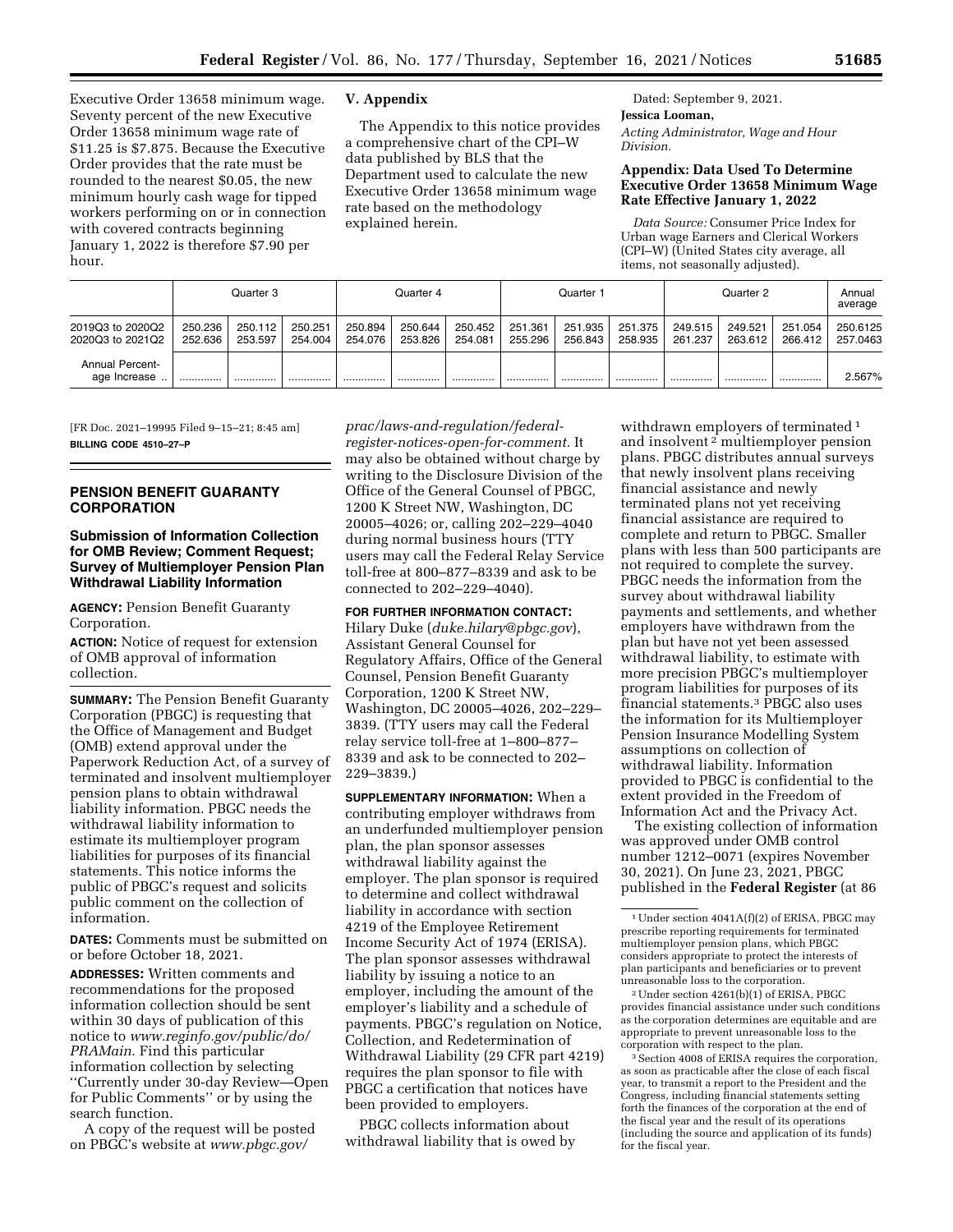Executive Order 13658 minimum wage. Seventy percent of the new Executive Order 13658 minimum wage rate of $11.25 is $7.875. Because the Executive Order provides that the rate must be rounded to the nearest $0.05, the new minimum hourly cash wage for tipped workers performing on or in connection with covered contracts beginning January 1, 2022 is therefore $7.90 per hour.

## V. Appendix

The Appendix to this notice provides a comprehensive chart of the CPI–W data published by BLS that the Department used to calculate the new Executive Order 13658 minimum wage rate based on the methodology explained herein.

Dated: September 9, 2021.

**Jessica Looman,**

*Acting Administrator, Wage and Hour Division.*

### Appendix: Data Used To Determine Executive Order 13658 Minimum Wage Rate Effective January 1, 2022

*Data Source:* Consumer Price Index for Urban wage Earners and Clerical Workers (CPI–W) (United States city average, all items, not seasonally adjusted).

| | Quarter 3 | | | Quarter 4 | | | Quarter 1 | | | Quarter 2 | | | Annual average |
|---|---|---|---|---|---|---|---|---|---|---|---|---|---|
| 2019Q3 to 2020Q2 | 250.236 | 250.112 | 250.251 | 250.894 | 250.644 | 250.452 | 251.361 | 251.935 | 251.375 | 249.515 | 249.521 | 251.054 | 250.6125 |
| 2020Q3 to 2021Q2 | 252.636 | 253.597 | 254.004 | 254.076 | 253.826 | 254.081 | 255.296 | 256.843 | 258.935 | 261.237 | 263.612 | 266.412 | 257.0463 |
| Annual Percentage Increase | .............. | .............. | .............. | .............. | .............. | .............. | .............. | .............. | .............. | .............. | .............. | .............. | 2.567% |

[FR Doc. 2021–19995 Filed 9–15–21; 8:45 am]

**BILLING CODE 4510–27–P**

## PENSION BENEFIT GUARANTY CORPORATION

### Submission of Information Collection for OMB Review; Comment Request; Survey of Multiemployer Pension Plan Withdrawal Liability Information

**AGENCY:** Pension Benefit Guaranty Corporation.

**ACTION:** Notice of request for extension of OMB approval of information collection.

**SUMMARY:** The Pension Benefit Guaranty Corporation (PBGC) is requesting that the Office of Management and Budget (OMB) extend approval under the Paperwork Reduction Act, of a survey of terminated and insolvent multiemployer pension plans to obtain withdrawal liability information. PBGC needs the withdrawal liability information to estimate its multiemployer program liabilities for purposes of its financial statements. This notice informs the public of PBGC's request and solicits public comment on the collection of information.

**DATES:** Comments must be submitted on or before October 18, 2021.

**ADDRESSES:** Written comments and recommendations for the proposed information collection should be sent within 30 days of publication of this notice to *www.reginfo.gov/public/do/PRAMain*. Find this particular information collection by selecting ''Currently under 30-day Review—Open for Public Comments'' or by using the search function.

A copy of the request will be posted on PBGC's website at *www.pbgc.gov/prac/laws-and-regulation/federal-register-notices-open-for-comment.* It may also be obtained without charge by writing to the Disclosure Division of the Office of the General Counsel of PBGC, 1200 K Street NW, Washington, DC 20005–4026; or, calling 202–229–4040 during normal business hours (TTY users may call the Federal Relay Service toll-free at 800–877–8339 and ask to be connected to 202–229–4040).

**FOR FURTHER INFORMATION CONTACT:** Hilary Duke (*duke.hilary@pbgc.gov*), Assistant General Counsel for Regulatory Affairs, Office of the General Counsel, Pension Benefit Guaranty Corporation, 1200 K Street NW, Washington, DC 20005–4026, 202–229–3839. (TTY users may call the Federal relay service toll-free at 1–800–877–8339 and ask to be connected to 202–229–3839.)

**SUPPLEMENTARY INFORMATION:** When a contributing employer withdraws from an underfunded multiemployer pension plan, the plan sponsor assesses withdrawal liability against the employer. The plan sponsor is required to determine and collect withdrawal liability in accordance with section 4219 of the Employee Retirement Income Security Act of 1974 (ERISA). The plan sponsor assesses withdrawal liability by issuing a notice to an employer, including the amount of the employer's liability and a schedule of payments. PBGC's regulation on Notice, Collection, and Redetermination of Withdrawal Liability (29 CFR part 4219) requires the plan sponsor to file with PBGC a certification that notices have been provided to employers.

PBGC collects information about withdrawal liability that is owed by withdrawn employers of terminated [1] and insolvent [2] multiemployer pension plans. PBGC distributes annual surveys that newly insolvent plans receiving financial assistance and newly terminated plans not yet receiving financial assistance are required to complete and return to PBGC. Smaller plans with less than 500 participants are not required to complete the survey. PBGC needs the information from the survey about withdrawal liability payments and settlements, and whether employers have withdrawn from the plan but have not yet been assessed withdrawal liability, to estimate with more precision PBGC's multiemployer program liabilities for purposes of its financial statements.[3] PBGC also uses the information for its Multiemployer Pension Insurance Modelling System assumptions on collection of withdrawal liability. Information provided to PBGC is confidential to the extent provided in the Freedom of Information Act and the Privacy Act.

The existing collection of information was approved under OMB control number 1212–0071 (expires November 30, 2021). On June 23, 2021, PBGC published in the **Federal Register** (at 86

[1] Under section 4041A(f)(2) of ERISA, PBGC may prescribe reporting requirements for terminated multiemployer pension plans, which PBGC considers appropriate to protect the interests of plan participants and beneficiaries or to prevent unreasonable loss to the corporation.

[2] Under section 4261(b)(1) of ERISA, PBGC provides financial assistance under such conditions as the corporation determines are equitable and are appropriate to prevent unreasonable loss to the corporation with respect to the plan.

[3] Section 4008 of ERISA requires the corporation, as soon as practicable after the close of each fiscal year, to transmit a report to the President and the Congress, including financial statements setting forth the finances of the corporation at the end of the fiscal year and the result of its operations (including the source and application of its funds) for the fiscal year.